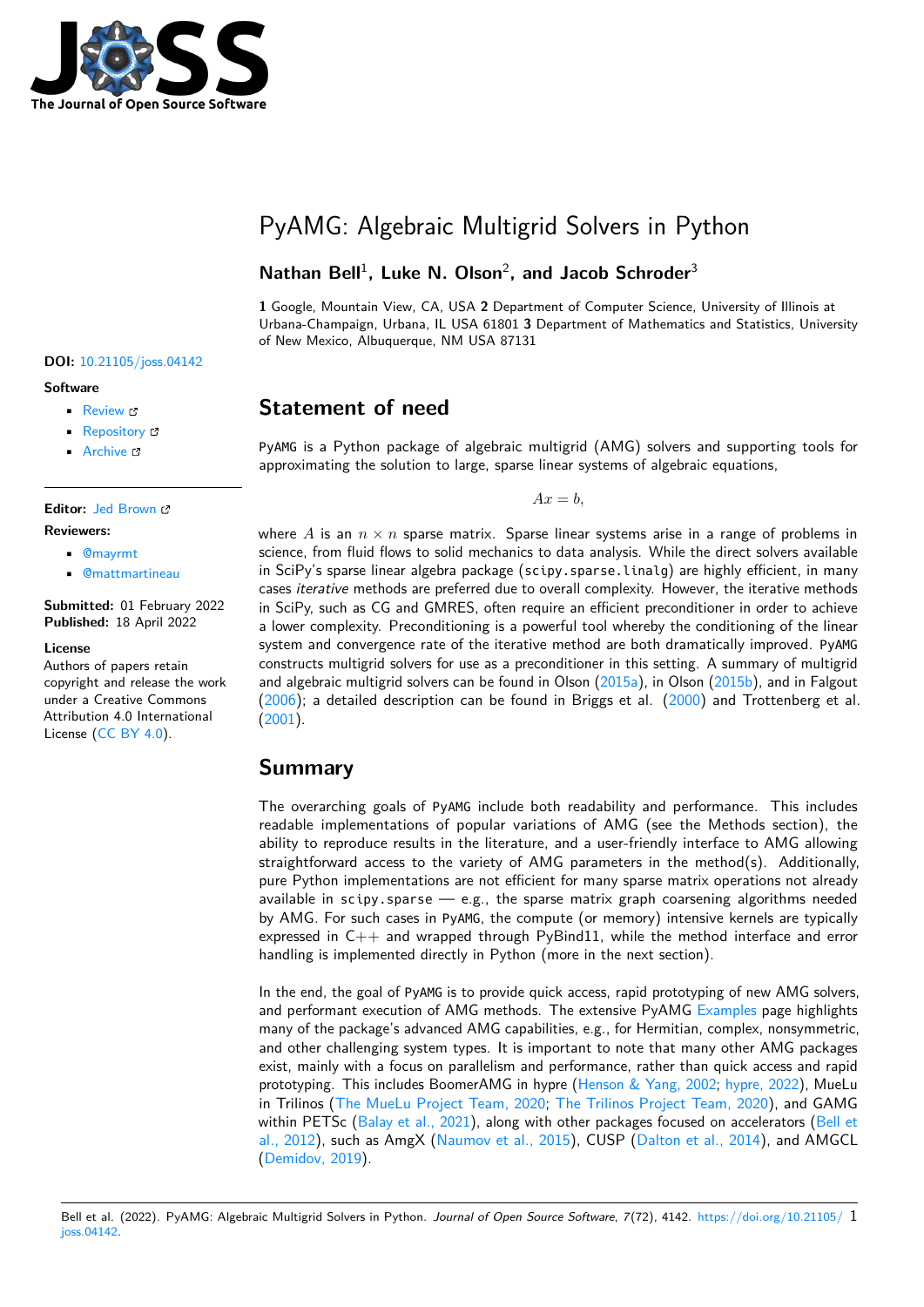# PyAMG: Algebraic Multigrid Solvers in Python

**Nathan Bell**[1]**, Luke N. Olson**[2]**, and Jacob Schroder**[3]

**1** Google, Mountain View, CA, USA **2** Department of Computer Science, University of Illinois at Urbana-Champaign, Urbana, IL USA 61801 **3** Department of Mathematics and Statistics, University of New Mexico, Albuquerque, NM USA 87131

**DOI:** 10.21105/joss.04142

**Software**

- Review
- Repository
- Archive

**Editor:** Jed Brown

**Reviewers:**

- @mayrmt
- @mattmartineau

**Submitted:** 01 February 2022
**Published:** 18 April 2022

**License**
Authors of papers retain copyright and release the work under a Creative Commons Attribution 4.0 International License (CC BY 4.0).

## Statement of need

`PyAMG` is a Python package of algebraic multigrid (AMG) solvers and supporting tools for approximating the solution to large, sparse linear systems of algebraic equations,

$$Ax = b,$$

where $A$ is an $n \times n$ sparse matrix. Sparse linear systems arise in a range of problems in science, from fluid flows to solid mechanics to data analysis. While the direct solvers available in SciPy's sparse linear algebra package (`scipy.sparse.linalg`) are highly efficient, in many cases *iterative* methods are preferred due to overall complexity. However, the iterative methods in SciPy, such as CG and GMRES, often require an efficient preconditioner in order to achieve a lower complexity. Preconditioning is a powerful tool whereby the conditioning of the linear system and convergence rate of the iterative method are both dramatically improved. `PyAMG` constructs multigrid solvers for use as a preconditioner in this setting. A summary of multigrid and algebraic multigrid solvers can be found in Olson (2015a), in Olson (2015b), and in Falgout (2006); a detailed description can be found in Briggs et al. (2000) and Trottenberg et al. (2001).

## Summary

The overarching goals of `PyAMG` include both readability and performance. This includes readable implementations of popular variations of AMG (see the Methods section), the ability to reproduce results in the literature, and a user-friendly interface to AMG allowing straightforward access to the variety of AMG parameters in the method(s). Additionally, pure Python implementations are not efficient for many sparse matrix operations not already available in `scipy.sparse` — e.g., the sparse matrix graph coarsening algorithms needed by AMG. For such cases in `PyAMG`, the compute (or memory) intensive kernels are typically expressed in C++ and wrapped through PyBind11, while the method interface and error handling is implemented directly in Python (more in the next section).

In the end, the goal of `PyAMG` is to provide quick access, rapid prototyping of new AMG solvers, and performant execution of AMG methods. The extensive PyAMG Examples page highlights many of the package's advanced AMG capabilities, e.g., for Hermitian, complex, nonsymmetric, and other challenging system types. It is important to note that many other AMG packages exist, mainly with a focus on parallelism and performance, rather than quick access and rapid prototyping. This includes BoomerAMG in hypre (Henson & Yang, 2002; hypre, 2022), MueLu in Trilinos (The MueLu Project Team, 2020; The Trilinos Project Team, 2020), and GAMG within PETSc (Balay et al., 2021), along with other packages focused on accelerators (Bell et al., 2012), such as AmgX (Naumov et al., 2015), CUSP (Dalton et al., 2014), and AMGCL (Demidov, 2019).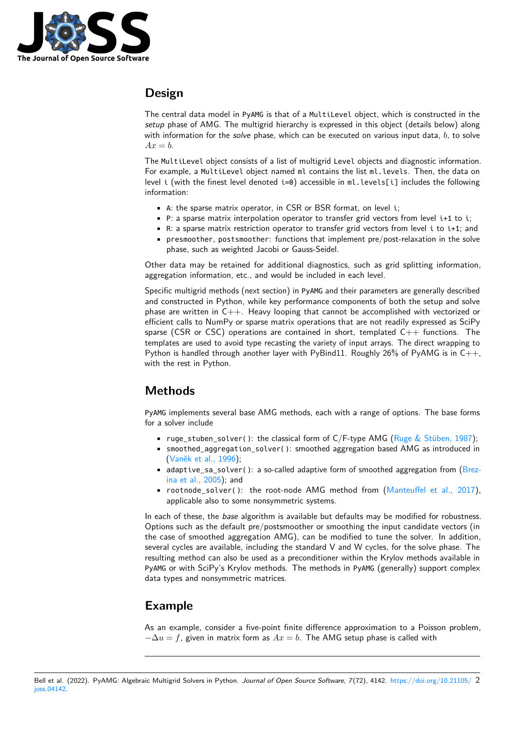## Design

The central data model in PyAMG is that of a MultiLevel object, which is constructed in the *setup* phase of AMG. The multigrid hierarchy is expressed in this object (details below) along with information for the *solve* phase, which can be executed on various input data, $b$, to solve $Ax = b$.

The MultiLevel object consists of a list of multigrid Level objects and diagnostic information. For example, a MultiLevel object named ml contains the list ml.levels. Then, the data on level i (with the finest level denoted i=0) accessible in ml.levels[i] includes the following information:

- A: the sparse matrix operator, in CSR or BSR format, on level i;
- P: a sparse matrix interpolation operator to transfer grid vectors from level i+1 to i;
- R: a sparse matrix restriction operator to transfer grid vectors from level i to i+1; and
- presmoother, postsmoother: functions that implement pre/post-relaxation in the solve phase, such as weighted Jacobi or Gauss-Seidel.

Other data may be retained for additional diagnostics, such as grid splitting information, aggregation information, etc., and would be included in each level.

Specific multigrid methods (next section) in PyAMG and their parameters are generally described and constructed in Python, while key performance components of both the setup and solve phase are written in C++. Heavy looping that cannot be accomplished with vectorized or efficient calls to NumPy or sparse matrix operations that are not readily expressed as SciPy sparse (CSR or CSC) operations are contained in short, templated C++ functions. The templates are used to avoid type recasting the variety of input arrays. The direct wrapping to Python is handled through another layer with PyBind11. Roughly 26% of PyAMG is in C++, with the rest in Python.

## Methods

PyAMG implements several base AMG methods, each with a range of options. The base forms for a solver include

- ruge_stuben_solver(): the classical form of C/F-type AMG (Ruge & Stüben, 1987);
- smoothed_aggregation_solver(): smoothed aggregation based AMG as introduced in (Vaněk et al., 1996);
- adaptive_sa_solver(): a so-called adaptive form of smoothed aggregation from (Brezina et al., 2005); and
- rootnode_solver(): the root-node AMG method from (Manteuffel et al., 2017), applicable also to some nonsymmetric systems.

In each of these, the *base* algorithm is available but defaults may be modified for robustness. Options such as the default pre/postsmoother or smoothing the input candidate vectors (in the case of smoothed aggregation AMG), can be modified to tune the solver. In addition, several cycles are available, including the standard V and W cycles, for the solve phase. The resulting method can also be used as a preconditioner within the Krylov methods available in PyAMG or with SciPy's Krylov methods. The methods in PyAMG (generally) support complex data types and nonsymmetric matrices.

## Example

As an example, consider a five-point finite difference approximation to a Poisson problem, $-\Delta u = f$, given in matrix form as $Ax = b$. The AMG setup phase is called with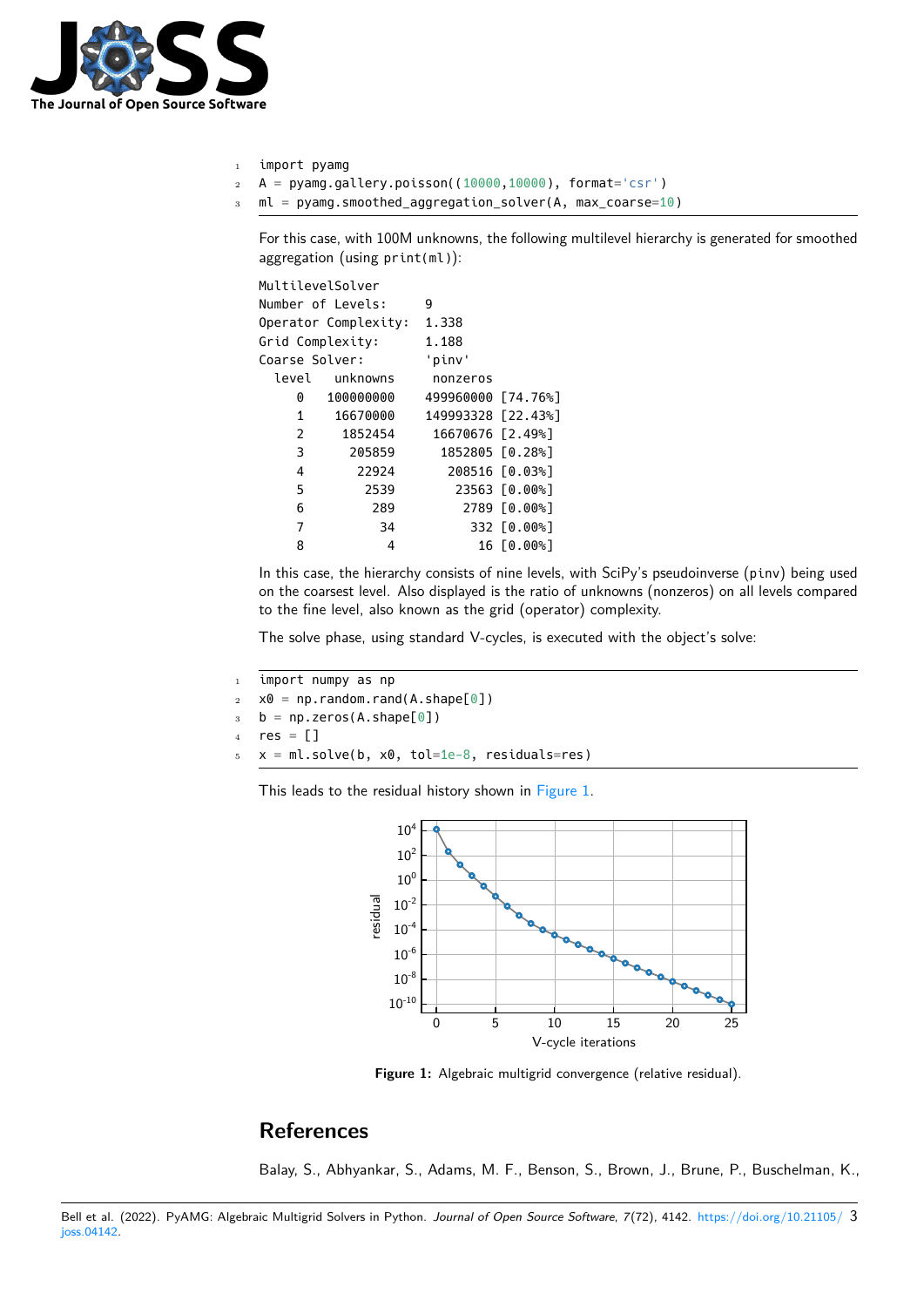```python
import pyamg
A = pyamg.gallery.poisson((10000,10000), format='csr')
ml = pyamg.smoothed_aggregation_solver(A, max_coarse=10)
```

For this case, with 100M unknowns, the following multilevel hierarchy is generated for smoothed aggregation (using `print(ml)`):

```
MultilevelSolver
Number of Levels:     9
Operator Complexity:  1.338
Grid Complexity:      1.188
Coarse Solver:        'pinv'
  level   unknowns     nonzeros
     0   100000000    499960000 [74.76%]
     1    16670000    149993328 [22.43%]
     2     1852454     16670676 [2.49%]
     3      205859      1852805 [0.28%]
     4       22924       208516 [0.03%]
     5        2539        23563 [0.00%]
     6         289         2789 [0.00%]
     7          34          332 [0.00%]
     8           4           16 [0.00%]
```

In this case, the hierarchy consists of nine levels, with SciPy's pseudoinverse (`pinv`) being used on the coarsest level. Also displayed is the ratio of unknowns (nonzeros) on all levels compared to the fine level, also known as the grid (operator) complexity.

The solve phase, using standard V-cycles, is executed with the object's solve:

```python
import numpy as np
x0 = np.random.rand(A.shape[0])
b = np.zeros(A.shape[0])
res = []
x = ml.solve(b, x0, tol=1e-8, residuals=res)
```

This leads to the residual history shown in Figure 1.

**Figure 1:** Algebraic multigrid convergence (relative residual).

## References

Balay, S., Abhyankar, S., Adams, M. F., Benson, S., Brown, J., Brune, P., Buschelman, K.,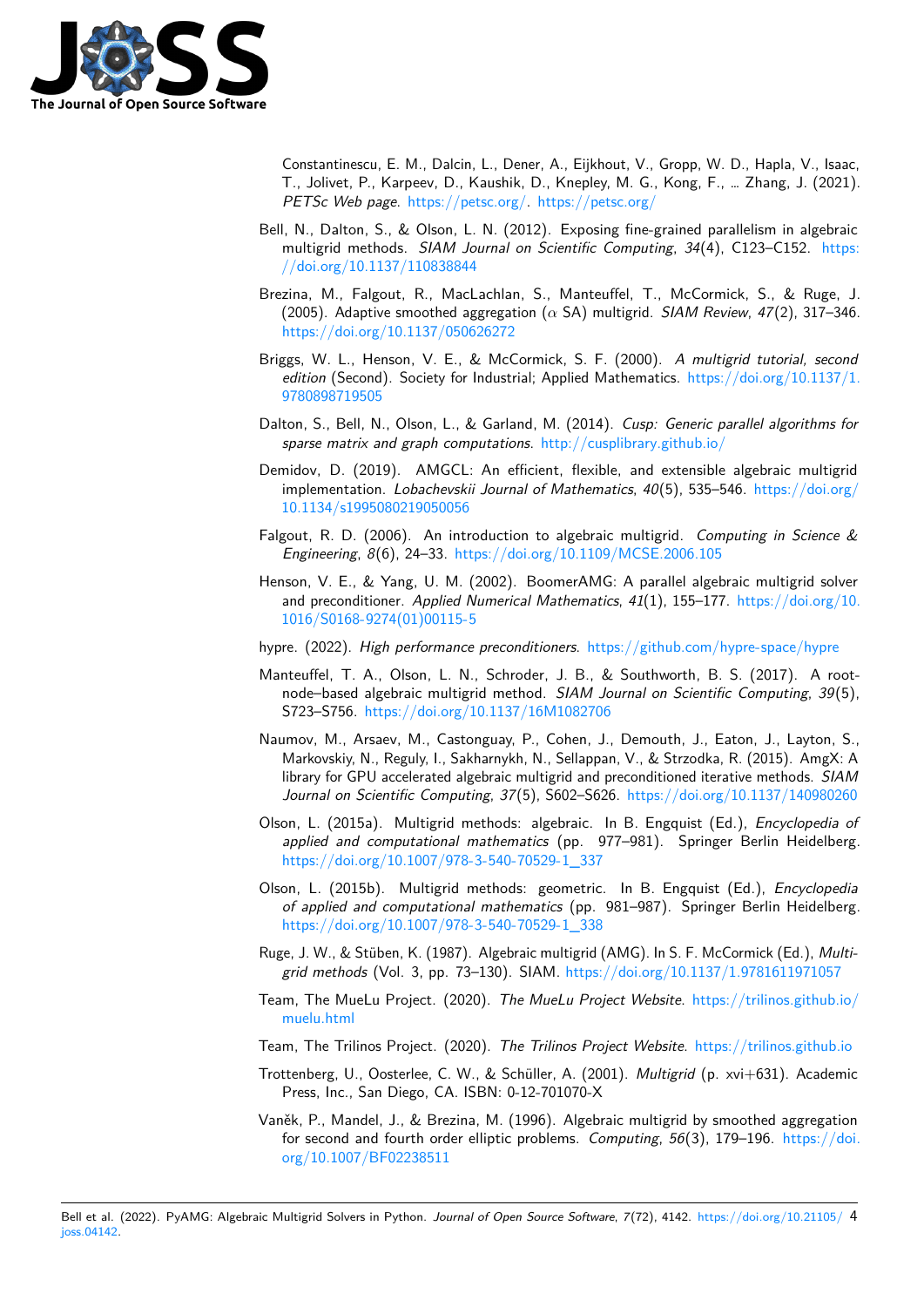Constantinescu, E. M., Dalcin, L., Dener, A., Eijkhout, V., Gropp, W. D., Hapla, V., Isaac, T., Jolivet, P., Karpeev, D., Kaushik, D., Knepley, M. G., Kong, F., … Zhang, J. (2021). *PETSc Web page*. https://petsc.org/. https://petsc.org/

Bell, N., Dalton, S., & Olson, L. N. (2012). Exposing fine-grained parallelism in algebraic multigrid methods. *SIAM Journal on Scientific Computing*, *34*(4), C123–C152. https://doi.org/10.1137/110838844

Brezina, M., Falgout, R., MacLachlan, S., Manteuffel, T., McCormick, S., & Ruge, J. (2005). Adaptive smoothed aggregation ($\alpha$ SA) multigrid. *SIAM Review*, *47*(2), 317–346. https://doi.org/10.1137/050626272

Briggs, W. L., Henson, V. E., & McCormick, S. F. (2000). *A multigrid tutorial, second edition* (Second). Society for Industrial; Applied Mathematics. https://doi.org/10.1137/1.9780898719505

Dalton, S., Bell, N., Olson, L., & Garland, M. (2014). *Cusp: Generic parallel algorithms for sparse matrix and graph computations*. http://cusplibrary.github.io/

Demidov, D. (2019). AMGCL: An efficient, flexible, and extensible algebraic multigrid implementation. *Lobachevskii Journal of Mathematics*, *40*(5), 535–546. https://doi.org/10.1134/s1995080219050056

Falgout, R. D. (2006). An introduction to algebraic multigrid. *Computing in Science & Engineering*, *8*(6), 24–33. https://doi.org/10.1109/MCSE.2006.105

Henson, V. E., & Yang, U. M. (2002). BoomerAMG: A parallel algebraic multigrid solver and preconditioner. *Applied Numerical Mathematics*, *41*(1), 155–177. https://doi.org/10.1016/S0168-9274(01)00115-5

hypre. (2022). *High performance preconditioners*. https://github.com/hypre-space/hypre

Manteuffel, T. A., Olson, L. N., Schroder, J. B., & Southworth, B. S. (2017). A root-node–based algebraic multigrid method. *SIAM Journal on Scientific Computing*, *39*(5), S723–S756. https://doi.org/10.1137/16M1082706

Naumov, M., Arsaev, M., Castonguay, P., Cohen, J., Demouth, J., Eaton, J., Layton, S., Markovskiy, N., Reguly, I., Sakharnykh, N., Sellappan, V., & Strzodka, R. (2015). AmgX: A library for GPU accelerated algebraic multigrid and preconditioned iterative methods. *SIAM Journal on Scientific Computing*, *37*(5), S602–S626. https://doi.org/10.1137/140980260

Olson, L. (2015a). Multigrid methods: algebraic. In B. Engquist (Ed.), *Encyclopedia of applied and computational mathematics* (pp. 977–981). Springer Berlin Heidelberg. https://doi.org/10.1007/978-3-540-70529-1_337

Olson, L. (2015b). Multigrid methods: geometric. In B. Engquist (Ed.), *Encyclopedia of applied and computational mathematics* (pp. 981–987). Springer Berlin Heidelberg. https://doi.org/10.1007/978-3-540-70529-1_338

Ruge, J. W., & Stüben, K. (1987). Algebraic multigrid (AMG). In S. F. McCormick (Ed.), *Multigrid methods* (Vol. 3, pp. 73–130). SIAM. https://doi.org/10.1137/1.9781611971057

Team, The MueLu Project. (2020). *The MueLu Project Website*. https://trilinos.github.io/muelu.html

Team, The Trilinos Project. (2020). *The Trilinos Project Website*. https://trilinos.github.io

Trottenberg, U., Oosterlee, C. W., & Schüller, A. (2001). *Multigrid* (p. xvi+631). Academic Press, Inc., San Diego, CA. ISBN: 0-12-701070-X

Vaněk, P., Mandel, J., & Brezina, M. (1996). Algebraic multigrid by smoothed aggregation for second and fourth order elliptic problems. *Computing*, *56*(3), 179–196. https://doi.org/10.1007/BF02238511